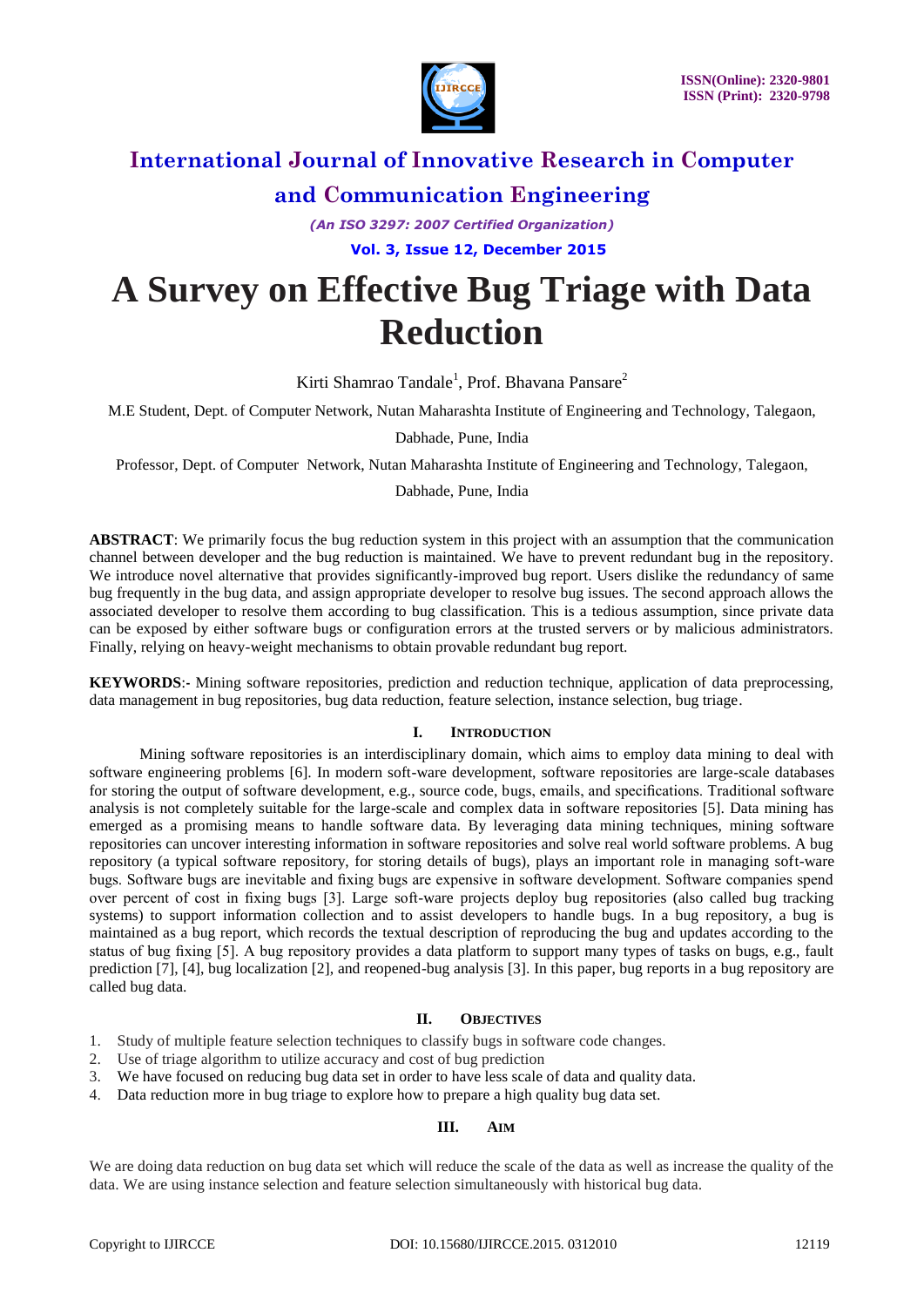# A Survey on Effective Bug Triage with Data Reduction

Kirti Shamrao Tandale[1], Prof. Bhavana Pansare[2]

M.E Student, Dept. of Computer Network, Nutan Maharashta Institute of Engineering and Technology, Talegaon, Dabhade, Pune, India

Professor, Dept. of Computer Network, Nutan Maharashta Institute of Engineering and Technology, Talegaon, Dabhade, Pune, India

**ABSTRACT**: We primarily focus the bug reduction system in this project with an assumption that the communication channel between developer and the bug reduction is maintained. We have to prevent redundant bug in the repository. We introduce novel alternative that provides significantly-improved bug report. Users dislike the redundancy of same bug frequently in the bug data, and assign appropriate developer to resolve bug issues. The second approach allows the associated developer to resolve them according to bug classification. This is a tedious assumption, since private data can be exposed by either software bugs or configuration errors at the trusted servers or by malicious administrators. Finally, relying on heavy-weight mechanisms to obtain provable redundant bug report.

**KEYWORDS**:- Mining software repositories, prediction and reduction technique, application of data preprocessing, data management in bug repositories, bug data reduction, feature selection, instance selection, bug triage.

## I. Introduction

Mining software repositories is an interdisciplinary domain, which aims to employ data mining to deal with software engineering problems [6]. In modern soft-ware development, software repositories are large-scale databases for storing the output of software development, e.g., source code, bugs, emails, and specifications. Traditional software analysis is not completely suitable for the large-scale and complex data in software repositories [5]. Data mining has emerged as a promising means to handle software data. By leveraging data mining techniques, mining software repositories can uncover interesting information in software repositories and solve real world software problems. A bug repository (a typical software repository, for storing details of bugs), plays an important role in managing soft-ware bugs. Software bugs are inevitable and fixing bugs are expensive in software development. Software companies spend over percent of cost in fixing bugs [3]. Large soft-ware projects deploy bug repositories (also called bug tracking systems) to support information collection and to assist developers to handle bugs. In a bug repository, a bug is maintained as a bug report, which records the textual description of reproducing the bug and updates according to the status of bug fixing [5]. A bug repository provides a data platform to support many types of tasks on bugs, e.g., fault prediction [7], [4], bug localization [2], and reopened-bug analysis [3]. In this paper, bug reports in a bug repository are called bug data.

## II. Objectives

1. Study of multiple feature selection techniques to classify bugs in software code changes.
2. Use of triage algorithm to utilize accuracy and cost of bug prediction
3. We have focused on reducing bug data set in order to have less scale of data and quality data.
4. Data reduction more in bug triage to explore how to prepare a high quality bug data set.

## III. Aim

We are doing data reduction on bug data set which will reduce the scale of the data as well as increase the quality of the data. We are using instance selection and feature selection simultaneously with historical bug data.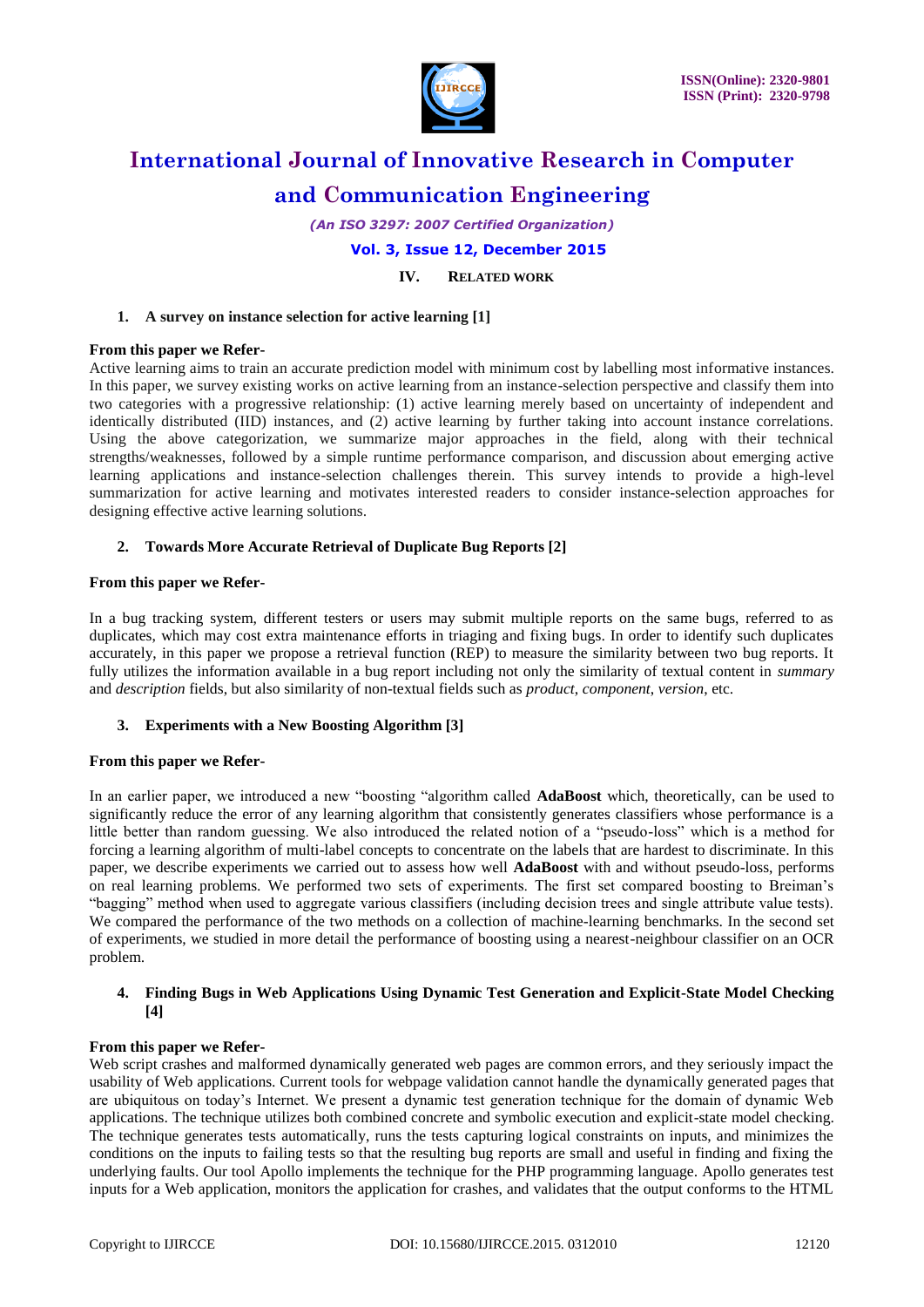## IV. RELATED WORK

### 1. A survey on instance selection for active learning [1]

**From this paper we Refer-**

Active learning aims to train an accurate prediction model with minimum cost by labelling most informative instances. In this paper, we survey existing works on active learning from an instance-selection perspective and classify them into two categories with a progressive relationship: (1) active learning merely based on uncertainty of independent and identically distributed (IID) instances, and (2) active learning by further taking into account instance correlations. Using the above categorization, we summarize major approaches in the field, along with their technical strengths/weaknesses, followed by a simple runtime performance comparison, and discussion about emerging active learning applications and instance-selection challenges therein. This survey intends to provide a high-level summarization for active learning and motivates interested readers to consider instance-selection approaches for designing effective active learning solutions.

### 2. Towards More Accurate Retrieval of Duplicate Bug Reports [2]

**From this paper we Refer-**

In a bug tracking system, different testers or users may submit multiple reports on the same bugs, referred to as duplicates, which may cost extra maintenance efforts in triaging and fixing bugs. In order to identify such duplicates accurately, in this paper we propose a retrieval function (REP) to measure the similarity between two bug reports. It fully utilizes the information available in a bug report including not only the similarity of textual content in *summary* and *description* fields, but also similarity of non-textual fields such as *product*, *component*, *version*, etc.

### 3. Experiments with a New Boosting Algorithm [3]

**From this paper we Refer-**

In an earlier paper, we introduced a new "boosting "algorithm called **AdaBoost** which, theoretically, can be used to significantly reduce the error of any learning algorithm that consistently generates classifiers whose performance is a little better than random guessing. We also introduced the related notion of a "pseudo-loss" which is a method for forcing a learning algorithm of multi-label concepts to concentrate on the labels that are hardest to discriminate. In this paper, we describe experiments we carried out to assess how well **AdaBoost** with and without pseudo-loss, performs on real learning problems. We performed two sets of experiments. The first set compared boosting to Breiman's "bagging" method when used to aggregate various classifiers (including decision trees and single attribute value tests). We compared the performance of the two methods on a collection of machine-learning benchmarks. In the second set of experiments, we studied in more detail the performance of boosting using a nearest-neighbour classifier on an OCR problem.

### 4. Finding Bugs in Web Applications Using Dynamic Test Generation and Explicit-State Model Checking [4]

**From this paper we Refer-**

Web script crashes and malformed dynamically generated web pages are common errors, and they seriously impact the usability of Web applications. Current tools for webpage validation cannot handle the dynamically generated pages that are ubiquitous on today's Internet. We present a dynamic test generation technique for the domain of dynamic Web applications. The technique utilizes both combined concrete and symbolic execution and explicit-state model checking. The technique generates tests automatically, runs the tests capturing logical constraints on inputs, and minimizes the conditions on the inputs to failing tests so that the resulting bug reports are small and useful in finding and fixing the underlying faults. Our tool Apollo implements the technique for the PHP programming language. Apollo generates test inputs for a Web application, monitors the application for crashes, and validates that the output conforms to the HTML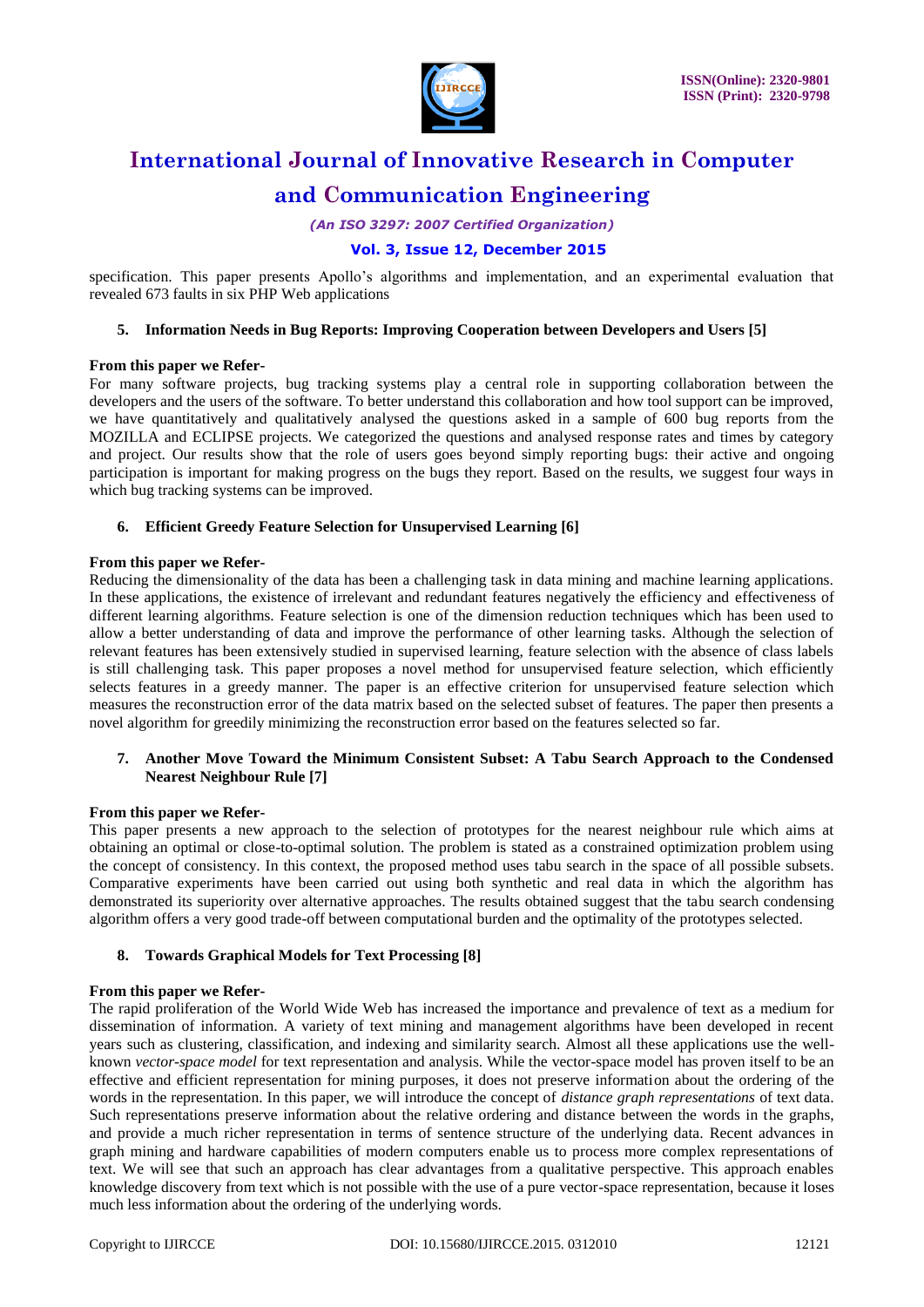specification. This paper presents Apollo's algorithms and implementation, and an experimental evaluation that revealed 673 faults in six PHP Web applications

**5. Information Needs in Bug Reports: Improving Cooperation between Developers and Users [5]**

**From this paper we Refer-**

For many software projects, bug tracking systems play a central role in supporting collaboration between the developers and the users of the software. To better understand this collaboration and how tool support can be improved, we have quantitatively and qualitatively analysed the questions asked in a sample of 600 bug reports from the MOZILLA and ECLIPSE projects. We categorized the questions and analysed response rates and times by category and project. Our results show that the role of users goes beyond simply reporting bugs: their active and ongoing participation is important for making progress on the bugs they report. Based on the results, we suggest four ways in which bug tracking systems can be improved.

**6. Efficient Greedy Feature Selection for Unsupervised Learning [6]**

**From this paper we Refer-**

Reducing the dimensionality of the data has been a challenging task in data mining and machine learning applications. In these applications, the existence of irrelevant and redundant features negatively the efficiency and effectiveness of different learning algorithms. Feature selection is one of the dimension reduction techniques which has been used to allow a better understanding of data and improve the performance of other learning tasks. Although the selection of relevant features has been extensively studied in supervised learning, feature selection with the absence of class labels is still challenging task. This paper proposes a novel method for unsupervised feature selection, which efficiently selects features in a greedy manner. The paper is an effective criterion for unsupervised feature selection which measures the reconstruction error of the data matrix based on the selected subset of features. The paper then presents a novel algorithm for greedily minimizing the reconstruction error based on the features selected so far.

**7. Another Move Toward the Minimum Consistent Subset: A Tabu Search Approach to the Condensed Nearest Neighbour Rule [7]**

**From this paper we Refer-**

This paper presents a new approach to the selection of prototypes for the nearest neighbour rule which aims at obtaining an optimal or close-to-optimal solution. The problem is stated as a constrained optimization problem using the concept of consistency. In this context, the proposed method uses tabu search in the space of all possible subsets. Comparative experiments have been carried out using both synthetic and real data in which the algorithm has demonstrated its superiority over alternative approaches. The results obtained suggest that the tabu search condensing algorithm offers a very good trade-off between computational burden and the optimality of the prototypes selected.

**8. Towards Graphical Models for Text Processing [8]**

**From this paper we Refer-**

The rapid proliferation of the World Wide Web has increased the importance and prevalence of text as a medium for dissemination of information. A variety of text mining and management algorithms have been developed in recent years such as clustering, classification, and indexing and similarity search. Almost all these applications use the well-known *vector-space model* for text representation and analysis. While the vector-space model has proven itself to be an effective and efficient representation for mining purposes, it does not preserve information about the ordering of the words in the representation. In this paper, we will introduce the concept of *distance graph representations* of text data. Such representations preserve information about the relative ordering and distance between the words in the graphs, and provide a much richer representation in terms of sentence structure of the underlying data. Recent advances in graph mining and hardware capabilities of modern computers enable us to process more complex representations of text. We will see that such an approach has clear advantages from a qualitative perspective. This approach enables knowledge discovery from text which is not possible with the use of a pure vector-space representation, because it loses much less information about the ordering of the underlying words.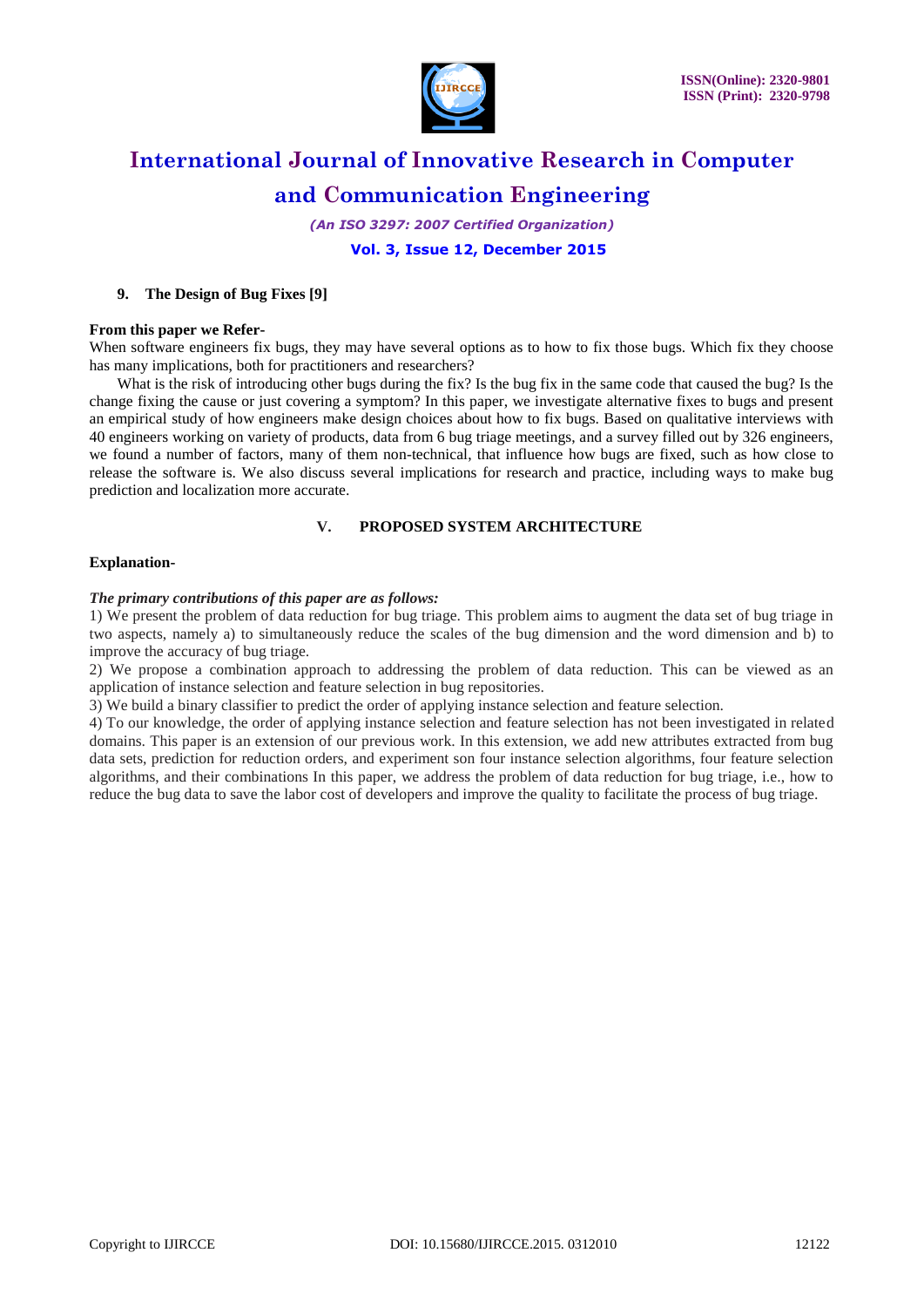**9. The Design of Bug Fixes [9]**

**From this paper we Refer-**

When software engineers fix bugs, they may have several options as to how to fix those bugs. Which fix they choose has many implications, both for practitioners and researchers?

What is the risk of introducing other bugs during the fix? Is the bug fix in the same code that caused the bug? Is the change fixing the cause or just covering a symptom? In this paper, we investigate alternative fixes to bugs and present an empirical study of how engineers make design choices about how to fix bugs. Based on qualitative interviews with 40 engineers working on variety of products, data from 6 bug triage meetings, and a survey filled out by 326 engineers, we found a number of factors, many of them non-technical, that influence how bugs are fixed, such as how close to release the software is. We also discuss several implications for research and practice, including ways to make bug prediction and localization more accurate.

## V. PROPOSED SYSTEM ARCHITECTURE

**Explanation-**

***The primary contributions of this paper are as follows:***

1) We present the problem of data reduction for bug triage. This problem aims to augment the data set of bug triage in two aspects, namely a) to simultaneously reduce the scales of the bug dimension and the word dimension and b) to improve the accuracy of bug triage.

2) We propose a combination approach to addressing the problem of data reduction. This can be viewed as an application of instance selection and feature selection in bug repositories.

3) We build a binary classifier to predict the order of applying instance selection and feature selection.

4) To our knowledge, the order of applying instance selection and feature selection has not been investigated in related domains. This paper is an extension of our previous work. In this extension, we add new attributes extracted from bug data sets, prediction for reduction orders, and experiment son four instance selection algorithms, four feature selection algorithms, and their combinations In this paper, we address the problem of data reduction for bug triage, i.e., how to reduce the bug data to save the labor cost of developers and improve the quality to facilitate the process of bug triage.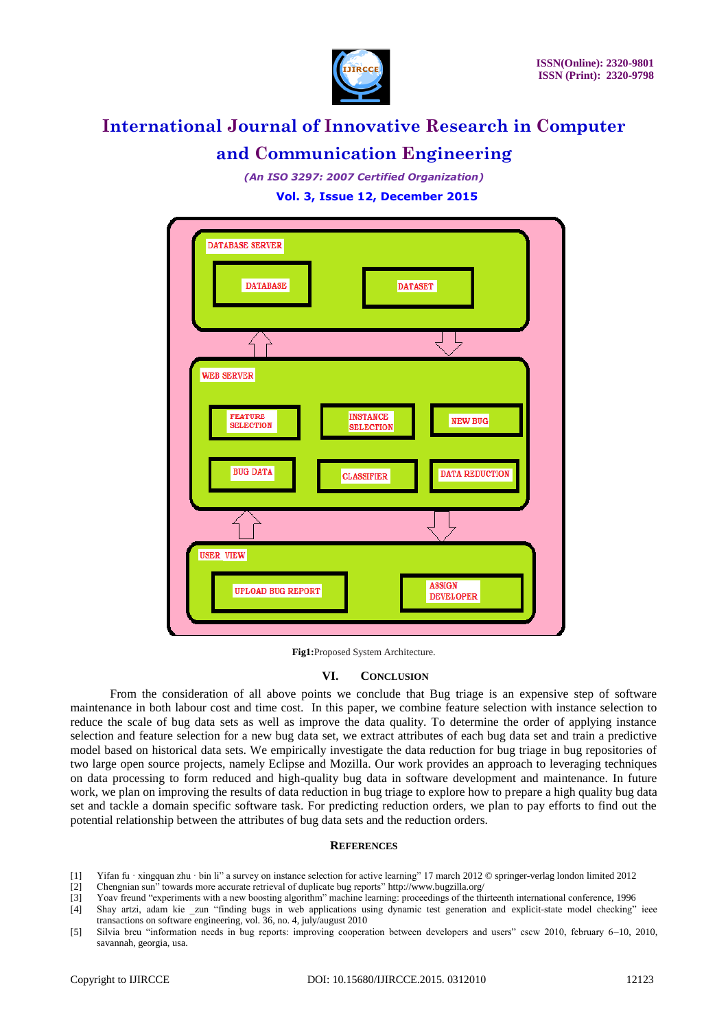Fig1:Proposed System Architecture.

## VI. CONCLUSION

From the consideration of all above points we conclude that Bug triage is an expensive step of software maintenance in both labour cost and time cost. In this paper, we combine feature selection with instance selection to reduce the scale of bug data sets as well as improve the data quality. To determine the order of applying instance selection and feature selection for a new bug data set, we extract attributes of each bug data set and train a predictive model based on historical data sets. We empirically investigate the data reduction for bug triage in bug repositories of two large open source projects, namely Eclipse and Mozilla. Our work provides an approach to leveraging techniques on data processing to form reduced and high-quality bug data in software development and maintenance. In future work, we plan on improving the results of data reduction in bug triage to explore how to prepare a high quality bug data set and tackle a domain specific software task. For predicting reduction orders, we plan to pay efforts to find out the potential relationship between the attributes of bug data sets and the reduction orders.

## REFERENCES

[1] Yifan fu · xingquan zhu · bin li" a survey on instance selection for active learning" 17 march 2012 © springer-verlag london limited 2012

[2] Chengnian sun" towards more accurate retrieval of duplicate bug reports" http://www.bugzilla.org/

[3] Yoav freund "experiments with a new boosting algorithm" machine learning: proceedings of the thirteenth international conference, 1996

[4] Shay artzi, adam kie _zun "finding bugs in web applications using dynamic test generation and explicit-state model checking" ieee transactions on software engineering, vol. 36, no. 4, july/august 2010

[5] Silvia breu "information needs in bug reports: improving cooperation between developers and users" cscw 2010, february 6–10, 2010, savannah, georgia, usa.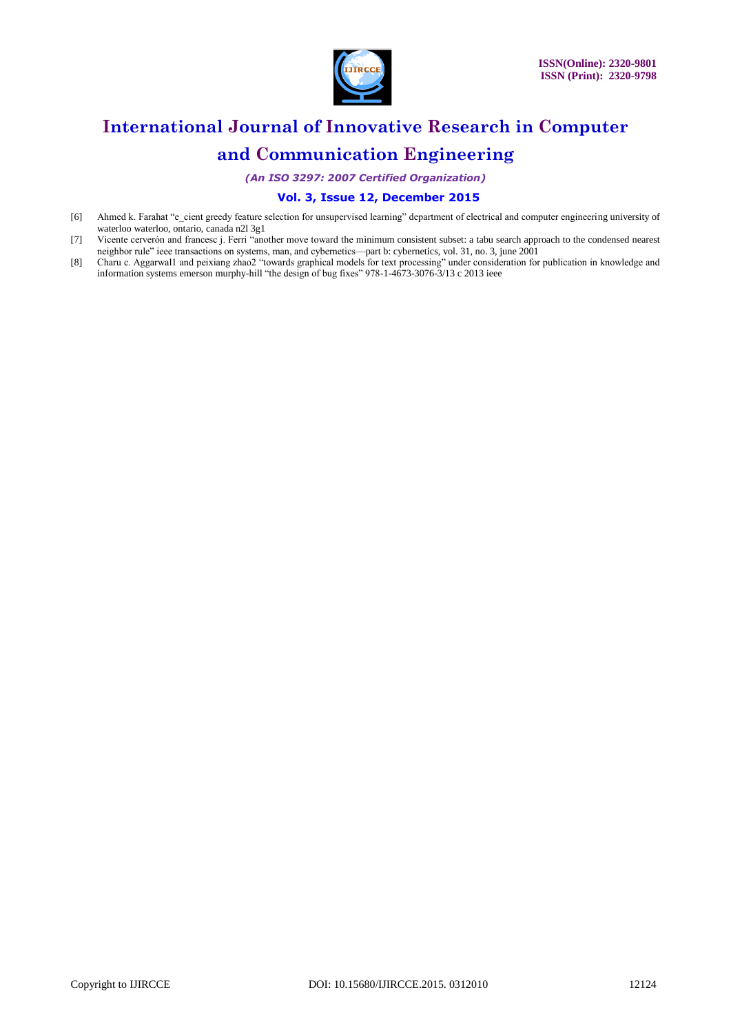[6] Ahmed k. Farahat "e_cient greedy feature selection for unsupervised learning" department of electrical and computer engineering university of waterloo waterloo, ontario, canada n2l 3g1

[7] Vicente cerverón and francesc j. Ferri "another move toward the minimum consistent subset: a tabu search approach to the condensed nearest neighbor rule" ieee transactions on systems, man, and cybernetics—part b: cybernetics, vol. 31, no. 3, june 2001

[8] Charu c. Aggarwal1 and peixiang zhao2 "towards graphical models for text processing" under consideration for publication in knowledge and information systems emerson murphy-hill "the design of bug fixes" 978-1-4673-3076-3/13 c 2013 ieee